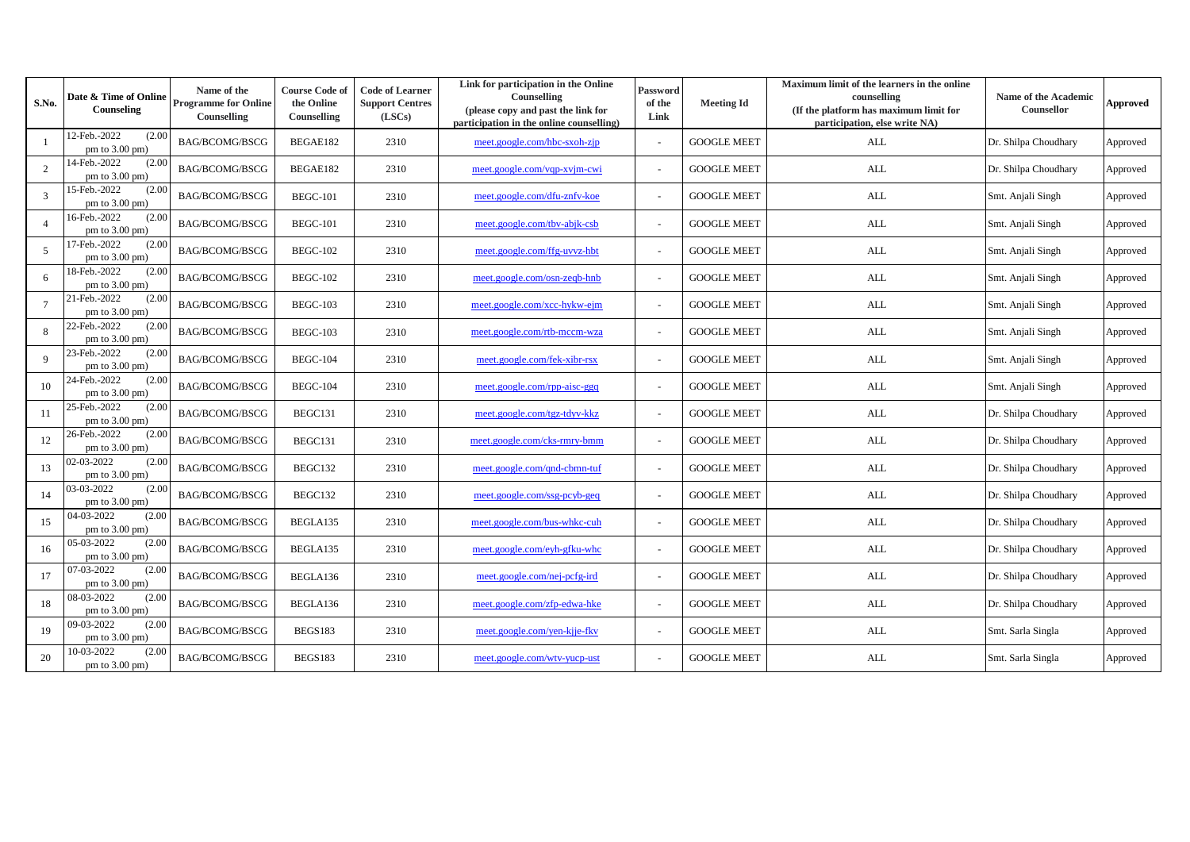| S.No. | Date & Time of Online Counseling | Name of the Programme for Online Counselling | Course Code of the Online Counselling | Code of Learner Support Centres (LSCs) | Link for participation in the Online Counselling (please copy and past the link for participation in the online counselling) | Password of the Link | Meeting Id | Maximum limit of the learners in the online counselling (If the platform has maximum limit for participation, else write NA) | Name of the Academic Counsellor | Approved |
|---|---|---|---|---|---|---|---|---|---|---|
| 1 | 12-Feb.-2022 (2.00 pm to 3.00 pm) | BAG/BCOMG/BSCG | BEGAE182 | 2310 | meet.google.com/hbc-sxoh-zjp | - | GOOGLE MEET | ALL | Dr. Shilpa Choudhary | Approved |
| 2 | 14-Feb.-2022 (2.00 pm to 3.00 pm) | BAG/BCOMG/BSCG | BEGAE182 | 2310 | meet.google.com/vqp-xvjm-cwi | - | GOOGLE MEET | ALL | Dr. Shilpa Choudhary | Approved |
| 3 | 15-Feb.-2022 (2.00 pm to 3.00 pm) | BAG/BCOMG/BSCG | BEGC-101 | 2310 | meet.google.com/dfu-znfv-koe | - | GOOGLE MEET | ALL | Smt. Anjali Singh | Approved |
| 4 | 16-Feb.-2022 (2.00 pm to 3.00 pm) | BAG/BCOMG/BSCG | BEGC-101 | 2310 | meet.google.com/tbv-abjk-csb | - | GOOGLE MEET | ALL | Smt. Anjali Singh | Approved |
| 5 | 17-Feb.-2022 (2.00 pm to 3.00 pm) | BAG/BCOMG/BSCG | BEGC-102 | 2310 | meet.google.com/ffg-uvvz-hbt | - | GOOGLE MEET | ALL | Smt. Anjali Singh | Approved |
| 6 | 18-Feb.-2022 (2.00 pm to 3.00 pm) | BAG/BCOMG/BSCG | BEGC-102 | 2310 | meet.google.com/osn-zeqb-hnb | - | GOOGLE MEET | ALL | Smt. Anjali Singh | Approved |
| 7 | 21-Feb.-2022 (2.00 pm to 3.00 pm) | BAG/BCOMG/BSCG | BEGC-103 | 2310 | meet.google.com/xcc-hykw-ejm | - | GOOGLE MEET | ALL | Smt. Anjali Singh | Approved |
| 8 | 22-Feb.-2022 (2.00 pm to 3.00 pm) | BAG/BCOMG/BSCG | BEGC-103 | 2310 | meet.google.com/rtb-mccm-wza | - | GOOGLE MEET | ALL | Smt. Anjali Singh | Approved |
| 9 | 23-Feb.-2022 (2.00 pm to 3.00 pm) | BAG/BCOMG/BSCG | BEGC-104 | 2310 | meet.google.com/fek-xibr-rsx | - | GOOGLE MEET | ALL | Smt. Anjali Singh | Approved |
| 10 | 24-Feb.-2022 (2.00 pm to 3.00 pm) | BAG/BCOMG/BSCG | BEGC-104 | 2310 | meet.google.com/rpp-aisc-ggq | - | GOOGLE MEET | ALL | Smt. Anjali Singh | Approved |
| 11 | 25-Feb.-2022 (2.00 pm to 3.00 pm) | BAG/BCOMG/BSCG | BEGC131 | 2310 | meet.google.com/tgz-tdyv-kkz | - | GOOGLE MEET | ALL | Dr. Shilpa Choudhary | Approved |
| 12 | 26-Feb.-2022 (2.00 pm to 3.00 pm) | BAG/BCOMG/BSCG | BEGC131 | 2310 | meet.google.com/cks-rmry-bmm | - | GOOGLE MEET | ALL | Dr. Shilpa Choudhary | Approved |
| 13 | 02-03-2022 (2.00 pm to 3.00 pm) | BAG/BCOMG/BSCG | BEGC132 | 2310 | meet.google.com/qnd-cbmn-tuf | - | GOOGLE MEET | ALL | Dr. Shilpa Choudhary | Approved |
| 14 | 03-03-2022 (2.00 pm to 3.00 pm) | BAG/BCOMG/BSCG | BEGC132 | 2310 | meet.google.com/ssg-pcyb-geq | - | GOOGLE MEET | ALL | Dr. Shilpa Choudhary | Approved |
| 15 | 04-03-2022 (2.00 pm to 3.00 pm) | BAG/BCOMG/BSCG | BEGLA135 | 2310 | meet.google.com/bus-whkc-cuh | - | GOOGLE MEET | ALL | Dr. Shilpa Choudhary | Approved |
| 16 | 05-03-2022 (2.00 pm to 3.00 pm) | BAG/BCOMG/BSCG | BEGLA135 | 2310 | meet.google.com/eyh-gfku-whc | - | GOOGLE MEET | ALL | Dr. Shilpa Choudhary | Approved |
| 17 | 07-03-2022 (2.00 pm to 3.00 pm) | BAG/BCOMG/BSCG | BEGLA136 | 2310 | meet.google.com/nej-pcfg-ird | - | GOOGLE MEET | ALL | Dr. Shilpa Choudhary | Approved |
| 18 | 08-03-2022 (2.00 pm to 3.00 pm) | BAG/BCOMG/BSCG | BEGLA136 | 2310 | meet.google.com/zfp-edwa-hke | - | GOOGLE MEET | ALL | Dr. Shilpa Choudhary | Approved |
| 19 | 09-03-2022 (2.00 pm to 3.00 pm) | BAG/BCOMG/BSCG | BEGS183 | 2310 | meet.google.com/yen-kjje-fkv | - | GOOGLE MEET | ALL | Smt. Sarla Singla | Approved |
| 20 | 10-03-2022 (2.00 pm to 3.00 pm) | BAG/BCOMG/BSCG | BEGS183 | 2310 | meet.google.com/wtv-yucp-ust | - | GOOGLE MEET | ALL | Smt. Sarla Singla | Approved |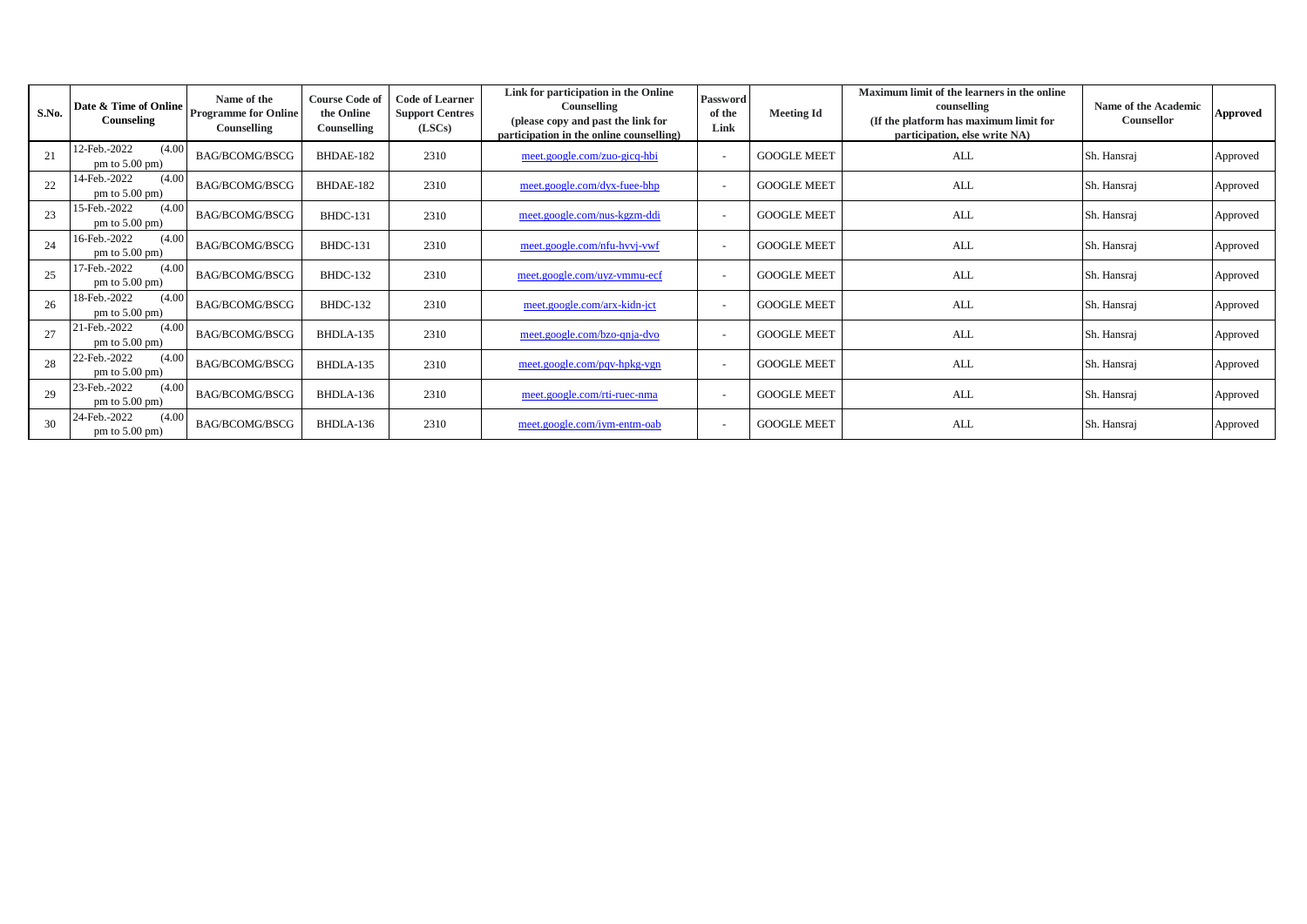| S.No. | Date & Time of Online Counseling | Name of the Programme for Online Counselling | Course Code of the Online Counselling | Code of Learner Support Centres (LSCs) | Link for participation in the Online Counselling (please copy and past the link for participation in the online counselling) | Password of the Link | Meeting Id | Maximum limit of the learners in the online counselling (If the platform has maximum limit for participation, else write NA) | Name of the Academic Counsellor | Approved |
|---|---|---|---|---|---|---|---|---|---|---|
| 21 | 12-Feb.-2022 (4.00 pm to 5.00 pm) | BAG/BCOMG/BSCG | BHDAE-182 | 2310 | meet.google.com/zuo-gicq-hbi | - | GOOGLE MEET | ALL | Sh. Hansraj | Approved |
| 22 | 14-Feb.-2022 (4.00 pm to 5.00 pm) | BAG/BCOMG/BSCG | BHDAE-182 | 2310 | meet.google.com/dyx-fuee-bhp | - | GOOGLE MEET | ALL | Sh. Hansraj | Approved |
| 23 | 15-Feb.-2022 (4.00 pm to 5.00 pm) | BAG/BCOMG/BSCG | BHDC-131 | 2310 | meet.google.com/nus-kgzm-ddi | - | GOOGLE MEET | ALL | Sh. Hansraj | Approved |
| 24 | 16-Feb.-2022 (4.00 pm to 5.00 pm) | BAG/BCOMG/BSCG | BHDC-131 | 2310 | meet.google.com/nfu-hvvj-vwf | - | GOOGLE MEET | ALL | Sh. Hansraj | Approved |
| 25 | 17-Feb.-2022 (4.00 pm to 5.00 pm) | BAG/BCOMG/BSCG | BHDC-132 | 2310 | meet.google.com/uyz-vmmu-ecf | - | GOOGLE MEET | ALL | Sh. Hansraj | Approved |
| 26 | 18-Feb.-2022 (4.00 pm to 5.00 pm) | BAG/BCOMG/BSCG | BHDC-132 | 2310 | meet.google.com/arx-kidn-jct | - | GOOGLE MEET | ALL | Sh. Hansraj | Approved |
| 27 | 21-Feb.-2022 (4.00 pm to 5.00 pm) | BAG/BCOMG/BSCG | BHDLA-135 | 2310 | meet.google.com/bzo-qnja-dvo | - | GOOGLE MEET | ALL | Sh. Hansraj | Approved |
| 28 | 22-Feb.-2022 (4.00 pm to 5.00 pm) | BAG/BCOMG/BSCG | BHDLA-135 | 2310 | meet.google.com/pqv-hpkg-vgn | - | GOOGLE MEET | ALL | Sh. Hansraj | Approved |
| 29 | 23-Feb.-2022 (4.00 pm to 5.00 pm) | BAG/BCOMG/BSCG | BHDLA-136 | 2310 | meet.google.com/rti-ruec-nma | - | GOOGLE MEET | ALL | Sh. Hansraj | Approved |
| 30 | 24-Feb.-2022 (4.00 pm to 5.00 pm) | BAG/BCOMG/BSCG | BHDLA-136 | 2310 | meet.google.com/iym-entm-oab | - | GOOGLE MEET | ALL | Sh. Hansraj | Approved |